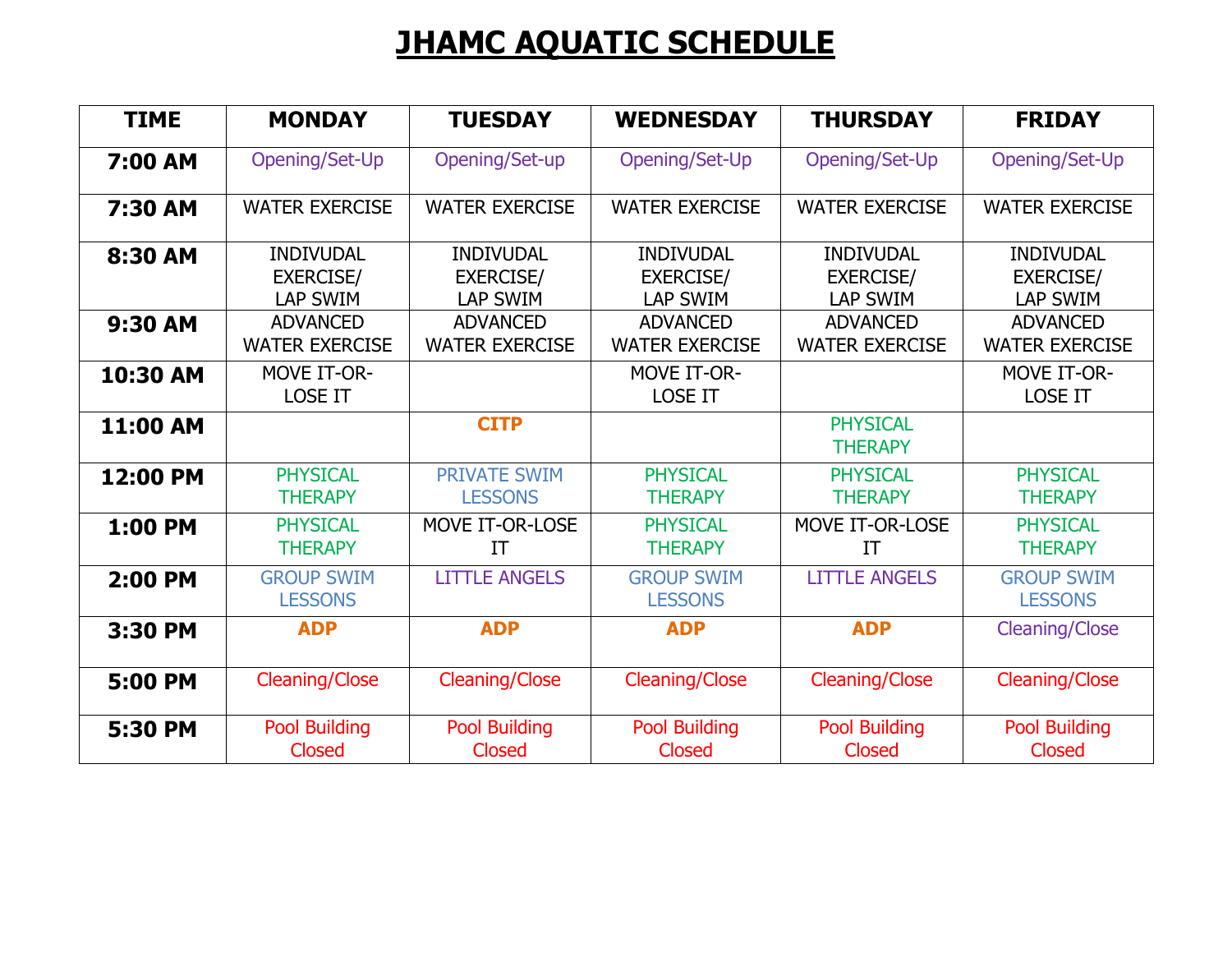# JHAMC AQUATIC SCHEDULE

| TIME | MONDAY | TUESDAY | WEDNESDAY | THURSDAY | FRIDAY |
|---|---|---|---|---|---|
| 7:00 AM | Opening/Set-Up | Opening/Set-up | Opening/Set-Up | Opening/Set-Up | Opening/Set-Up |
| 7:30 AM | WATER EXERCISE | WATER EXERCISE | WATER EXERCISE | WATER EXERCISE | WATER EXERCISE |
| 8:30 AM | INDIVUDAL EXERCISE/ LAP SWIM | INDIVUDAL EXERCISE/ LAP SWIM | INDIVUDAL EXERCISE/ LAP SWIM | INDIVUDAL EXERCISE/ LAP SWIM | INDIVUDAL EXERCISE/ LAP SWIM |
| 9:30 AM | ADVANCED WATER EXERCISE | ADVANCED WATER EXERCISE | ADVANCED WATER EXERCISE | ADVANCED WATER EXERCISE | ADVANCED WATER EXERCISE |
| 10:30 AM | MOVE IT-OR-LOSE IT | | MOVE IT-OR-LOSE IT | | MOVE IT-OR-LOSE IT |
| 11:00 AM | | **CITP** | | PHYSICAL THERAPY | |
| 12:00 PM | PHYSICAL THERAPY | PRIVATE SWIM LESSONS | PHYSICAL THERAPY | PHYSICAL THERAPY | PHYSICAL THERAPY |
| 1:00 PM | PHYSICAL THERAPY | MOVE IT-OR-LOSE IT | PHYSICAL THERAPY | MOVE IT-OR-LOSE IT | PHYSICAL THERAPY |
| 2:00 PM | GROUP SWIM LESSONS | LITTLE ANGELS | GROUP SWIM LESSONS | LITTLE ANGELS | GROUP SWIM LESSONS |
| 3:30 PM | **ADP** | **ADP** | **ADP** | **ADP** | Cleaning/Close |
| 5:00 PM | Cleaning/Close | Cleaning/Close | Cleaning/Close | Cleaning/Close | Cleaning/Close |
| 5:30 PM | Pool Building Closed | Pool Building Closed | Pool Building Closed | Pool Building Closed | Pool Building Closed |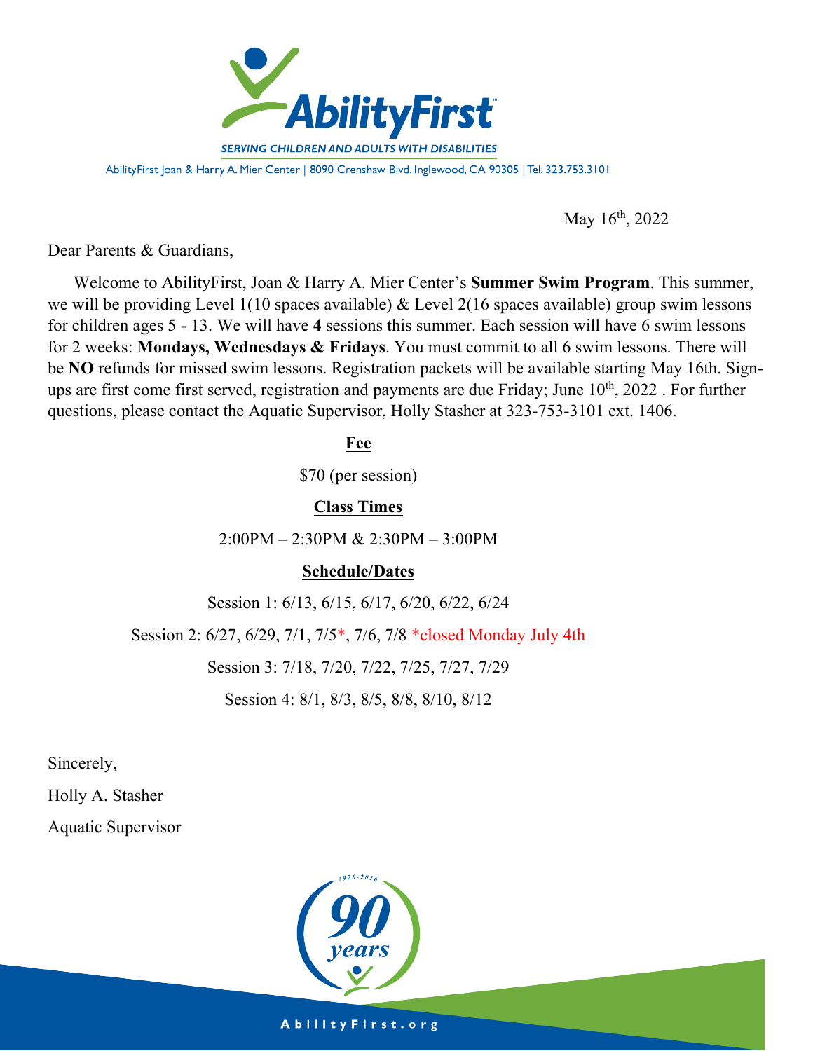AbilityFirst

SERVING CHILDREN AND ADULTS WITH DISABILITIES

AbilityFirst Joan & Harry A. Mier Center | 8090 Crenshaw Blvd. Inglewood, CA 90305 | Tel: 323.753.3101

May 16th, 2022

Dear Parents & Guardians,

Welcome to AbilityFirst, Joan & Harry A. Mier Center's **Summer Swim Program**. This summer, we will be providing Level 1(10 spaces available) & Level 2(16 spaces available) group swim lessons for children ages 5 - 13. We will have **4** sessions this summer. Each session will have 6 swim lessons for 2 weeks: **Mondays, Wednesdays & Fridays**. You must commit to all 6 swim lessons. There will be **NO** refunds for missed swim lessons. Registration packets will be available starting May 16th. Sign-ups are first come first served, registration and payments are due Friday; June 10th, 2022 . For further questions, please contact the Aquatic Supervisor, Holly Stasher at 323-753-3101 ext. 1406.

**Fee**

$70 (per session)

**Class Times**

2:00PM – 2:30PM & 2:30PM – 3:00PM

**Schedule/Dates**

Session 1: 6/13, 6/15, 6/17, 6/20, 6/22, 6/24

Session 2: 6/27, 6/29, 7/1, 7/5*, 7/6, 7/8 *closed Monday July 4th

Session 3: 7/18, 7/20, 7/22, 7/25, 7/27, 7/29

Session 4: 8/1, 8/3, 8/5, 8/8, 8/10, 8/12

Sincerely,

Holly A. Stasher

Aquatic Supervisor

1926-2016 90 years

AbilityFirst.org